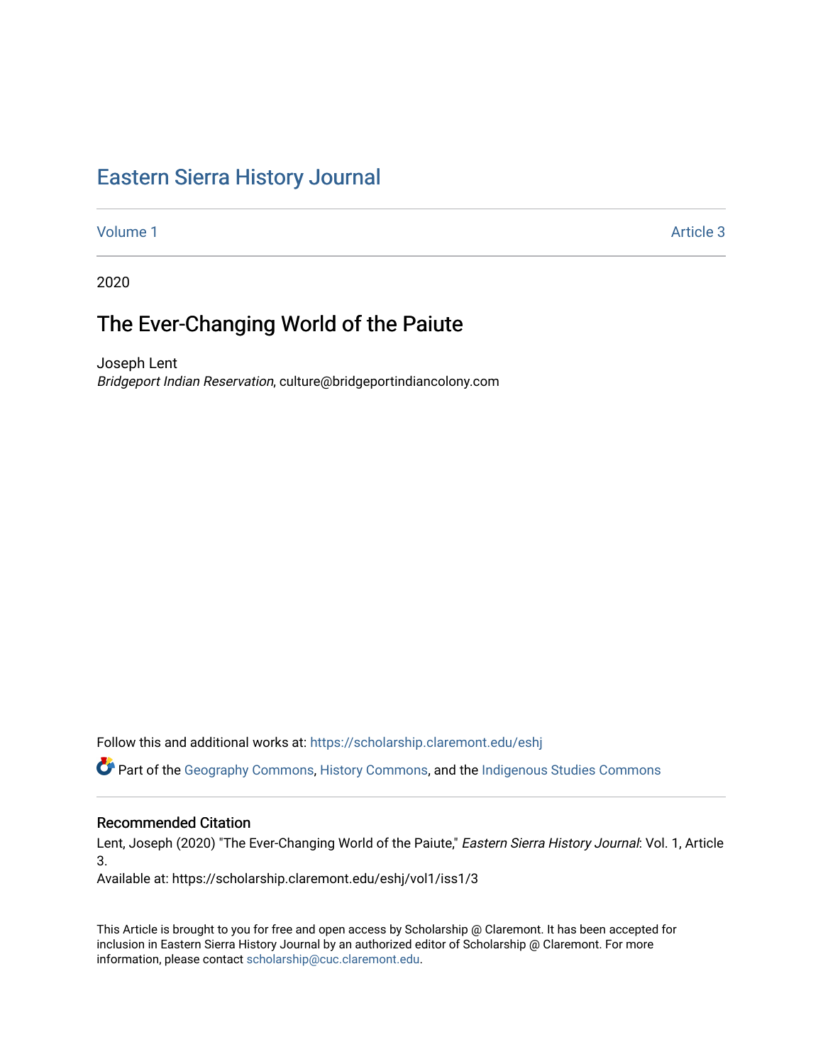# Eastern Sierra History Journal

Volume 1 Article 3

2020

## The Ever-Changing World of the Paiute

Joseph Lent
*Bridgeport Indian Reservation*, culture@bridgeportindiancolony.com

Follow this and additional works at: https://scholarship.claremont.edu/eshj

Part of the Geography Commons, History Commons, and the Indigenous Studies Commons

### Recommended Citation

Lent, Joseph (2020) "The Ever-Changing World of the Paiute," *Eastern Sierra History Journal*: Vol. 1, Article 3.

Available at: https://scholarship.claremont.edu/eshj/vol1/iss1/3

This Article is brought to you for free and open access by Scholarship @ Claremont. It has been accepted for inclusion in Eastern Sierra History Journal by an authorized editor of Scholarship @ Claremont. For more information, please contact scholarship@cuc.claremont.edu.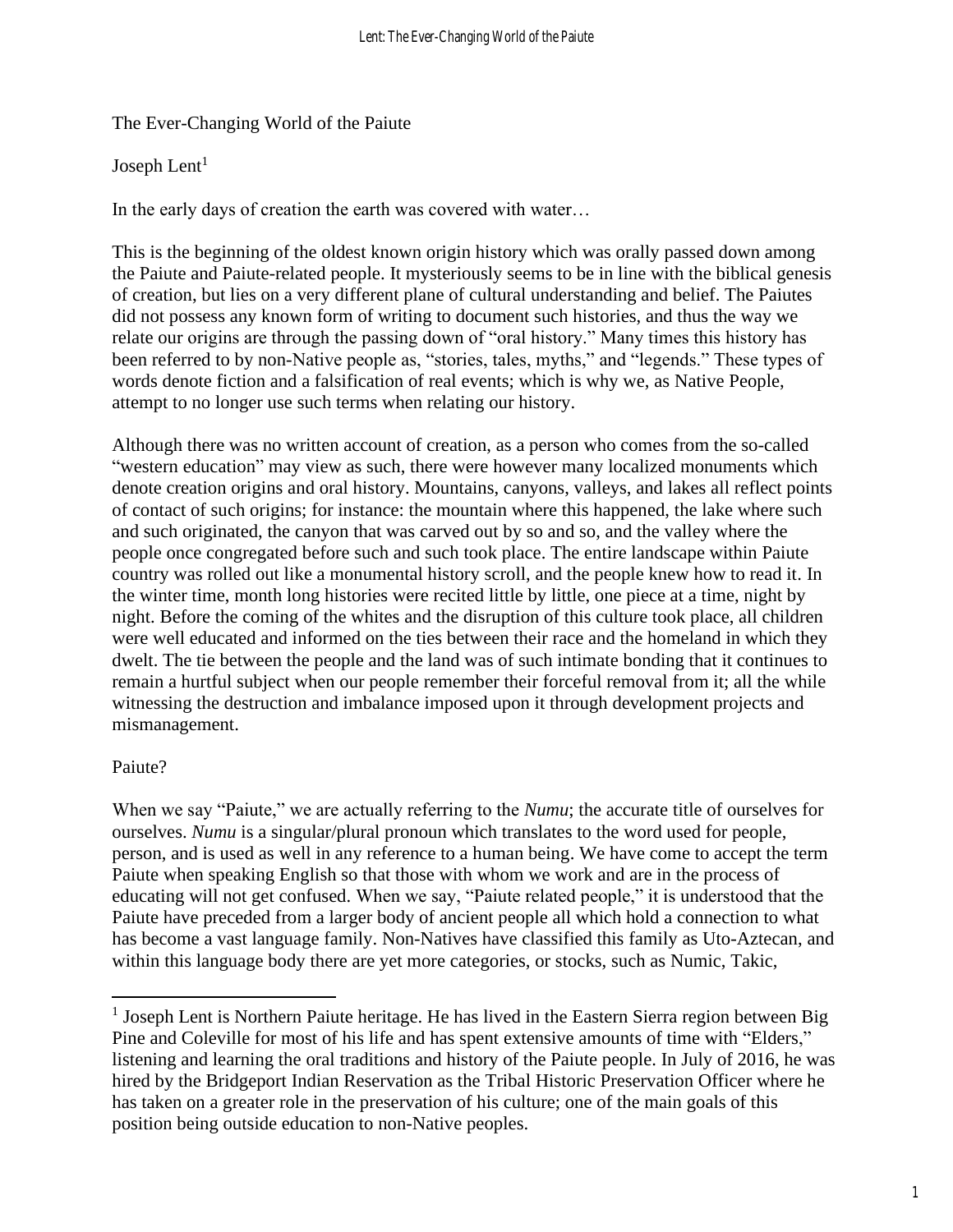# The Ever-Changing World of the Paiute

Joseph Lent[1]

In the early days of creation the earth was covered with water…

This is the beginning of the oldest known origin history which was orally passed down among the Paiute and Paiute-related people. It mysteriously seems to be in line with the biblical genesis of creation, but lies on a very different plane of cultural understanding and belief. The Paiutes did not possess any known form of writing to document such histories, and thus the way we relate our origins are through the passing down of "oral history." Many times this history has been referred to by non-Native people as, "stories, tales, myths," and "legends." These types of words denote fiction and a falsification of real events; which is why we, as Native People, attempt to no longer use such terms when relating our history.

Although there was no written account of creation, as a person who comes from the so-called "western education" may view as such, there were however many localized monuments which denote creation origins and oral history. Mountains, canyons, valleys, and lakes all reflect points of contact of such origins; for instance: the mountain where this happened, the lake where such and such originated, the canyon that was carved out by so and so, and the valley where the people once congregated before such and such took place. The entire landscape within Paiute country was rolled out like a monumental history scroll, and the people knew how to read it. In the winter time, month long histories were recited little by little, one piece at a time, night by night. Before the coming of the whites and the disruption of this culture took place, all children were well educated and informed on the ties between their race and the homeland in which they dwelt. The tie between the people and the land was of such intimate bonding that it continues to remain a hurtful subject when our people remember their forceful removal from it; all the while witnessing the destruction and imbalance imposed upon it through development projects and mismanagement.

## Paiute?

When we say "Paiute," we are actually referring to the *Numu*; the accurate title of ourselves for ourselves. *Numu* is a singular/plural pronoun which translates to the word used for people, person, and is used as well in any reference to a human being. We have come to accept the term Paiute when speaking English so that those with whom we work and are in the process of educating will not get confused. When we say, "Paiute related people," it is understood that the Paiute have preceded from a larger body of ancient people all which hold a connection to what has become a vast language family. Non-Natives have classified this family as Uto-Aztecan, and within this language body there are yet more categories, or stocks, such as Numic, Takic,

[1] Joseph Lent is Northern Paiute heritage. He has lived in the Eastern Sierra region between Big Pine and Coleville for most of his life and has spent extensive amounts of time with "Elders," listening and learning the oral traditions and history of the Paiute people. In July of 2016, he was hired by the Bridgeport Indian Reservation as the Tribal Historic Preservation Officer where he has taken on a greater role in the preservation of his culture; one of the main goals of this position being outside education to non-Native peoples.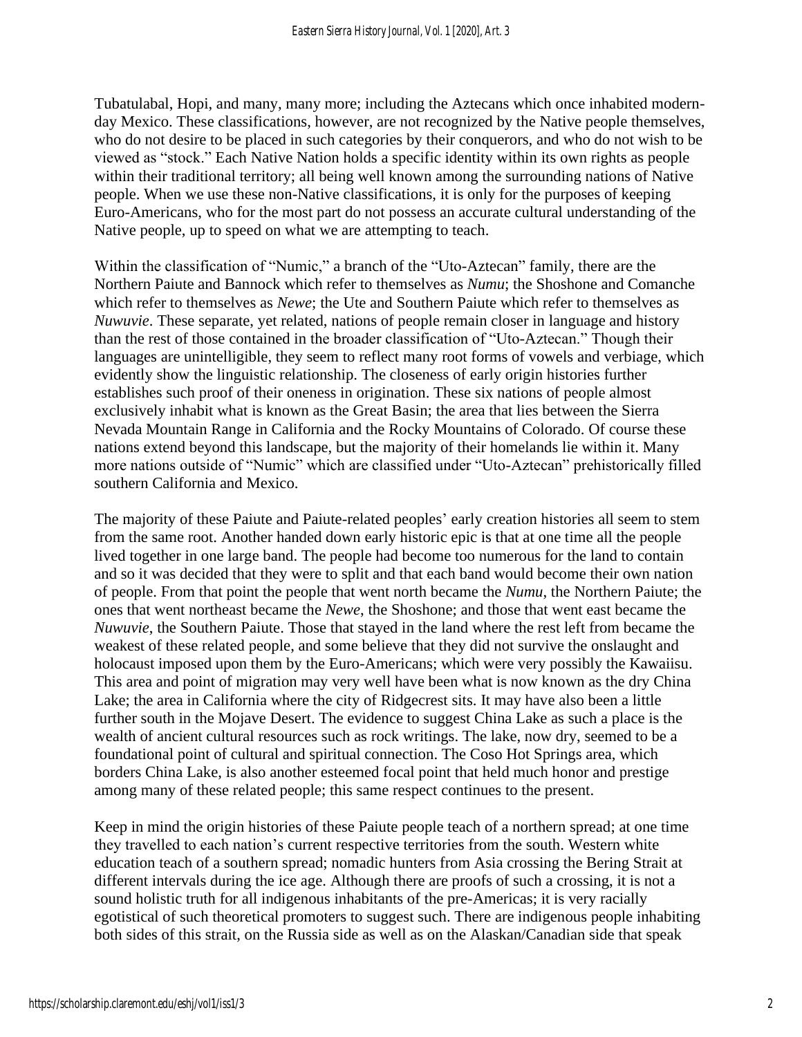Tubatulabal, Hopi, and many, many more; including the Aztecans which once inhabited modern-day Mexico. These classifications, however, are not recognized by the Native people themselves, who do not desire to be placed in such categories by their conquerors, and who do not wish to be viewed as "stock." Each Native Nation holds a specific identity within its own rights as people within their traditional territory; all being well known among the surrounding nations of Native people. When we use these non-Native classifications, it is only for the purposes of keeping Euro-Americans, who for the most part do not possess an accurate cultural understanding of the Native people, up to speed on what we are attempting to teach.

Within the classification of "Numic," a branch of the "Uto-Aztecan" family, there are the Northern Paiute and Bannock which refer to themselves as *Numu*; the Shoshone and Comanche which refer to themselves as *Newe*; the Ute and Southern Paiute which refer to themselves as *Nuwuvie*. These separate, yet related, nations of people remain closer in language and history than the rest of those contained in the broader classification of "Uto-Aztecan." Though their languages are unintelligible, they seem to reflect many root forms of vowels and verbiage, which evidently show the linguistic relationship. The closeness of early origin histories further establishes such proof of their oneness in origination. These six nations of people almost exclusively inhabit what is known as the Great Basin; the area that lies between the Sierra Nevada Mountain Range in California and the Rocky Mountains of Colorado. Of course these nations extend beyond this landscape, but the majority of their homelands lie within it. Many more nations outside of "Numic" which are classified under "Uto-Aztecan" prehistorically filled southern California and Mexico.

The majority of these Paiute and Paiute-related peoples' early creation histories all seem to stem from the same root. Another handed down early historic epic is that at one time all the people lived together in one large band. The people had become too numerous for the land to contain and so it was decided that they were to split and that each band would become their own nation of people. From that point the people that went north became the *Numu*, the Northern Paiute; the ones that went northeast became the *Newe*, the Shoshone; and those that went east became the *Nuwuvie*, the Southern Paiute. Those that stayed in the land where the rest left from became the weakest of these related people, and some believe that they did not survive the onslaught and holocaust imposed upon them by the Euro-Americans; which were very possibly the Kawaiisu. This area and point of migration may very well have been what is now known as the dry China Lake; the area in California where the city of Ridgecrest sits. It may have also been a little further south in the Mojave Desert. The evidence to suggest China Lake as such a place is the wealth of ancient cultural resources such as rock writings. The lake, now dry, seemed to be a foundational point of cultural and spiritual connection. The Coso Hot Springs area, which borders China Lake, is also another esteemed focal point that held much honor and prestige among many of these related people; this same respect continues to the present.

Keep in mind the origin histories of these Paiute people teach of a northern spread; at one time they travelled to each nation's current respective territories from the south. Western white education teach of a southern spread; nomadic hunters from Asia crossing the Bering Strait at different intervals during the ice age. Although there are proofs of such a crossing, it is not a sound holistic truth for all indigenous inhabitants of the pre-Americas; it is very racially egotistical of such theoretical promoters to suggest such. There are indigenous people inhabiting both sides of this strait, on the Russia side as well as on the Alaskan/Canadian side that speak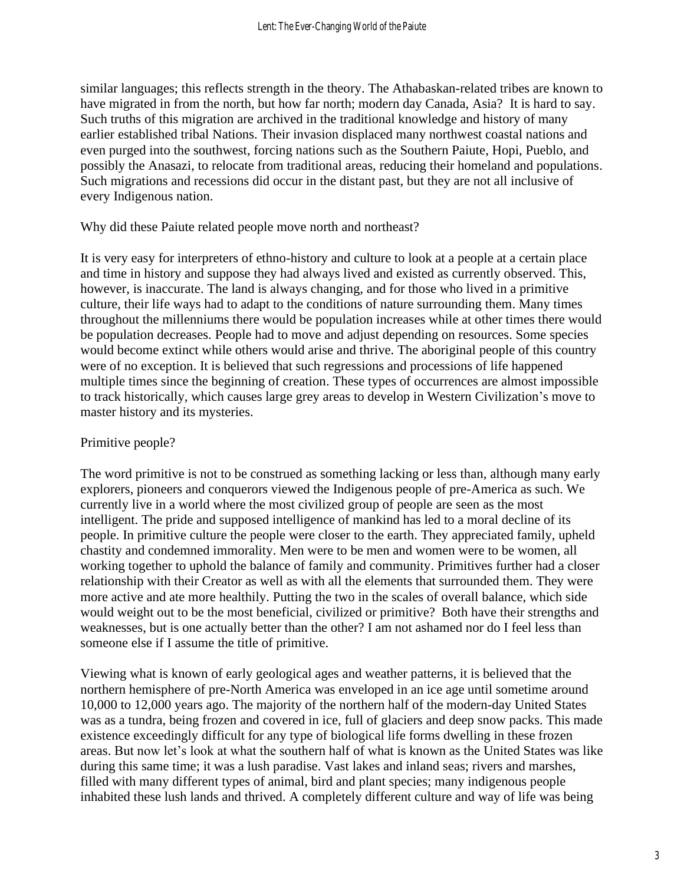similar languages; this reflects strength in the theory. The Athabaskan-related tribes are known to have migrated in from the north, but how far north; modern day Canada, Asia? It is hard to say. Such truths of this migration are archived in the traditional knowledge and history of many earlier established tribal Nations. Their invasion displaced many northwest coastal nations and even purged into the southwest, forcing nations such as the Southern Paiute, Hopi, Pueblo, and possibly the Anasazi, to relocate from traditional areas, reducing their homeland and populations. Such migrations and recessions did occur in the distant past, but they are not all inclusive of every Indigenous nation.

Why did these Paiute related people move north and northeast?

It is very easy for interpreters of ethno-history and culture to look at a people at a certain place and time in history and suppose they had always lived and existed as currently observed. This, however, is inaccurate. The land is always changing, and for those who lived in a primitive culture, their life ways had to adapt to the conditions of nature surrounding them. Many times throughout the millenniums there would be population increases while at other times there would be population decreases. People had to move and adjust depending on resources. Some species would become extinct while others would arise and thrive. The aboriginal people of this country were of no exception. It is believed that such regressions and processions of life happened multiple times since the beginning of creation. These types of occurrences are almost impossible to track historically, which causes large grey areas to develop in Western Civilization's move to master history and its mysteries.

Primitive people?

The word primitive is not to be construed as something lacking or less than, although many early explorers, pioneers and conquerors viewed the Indigenous people of pre-America as such. We currently live in a world where the most civilized group of people are seen as the most intelligent. The pride and supposed intelligence of mankind has led to a moral decline of its people. In primitive culture the people were closer to the earth. They appreciated family, upheld chastity and condemned immorality. Men were to be men and women were to be women, all working together to uphold the balance of family and community. Primitives further had a closer relationship with their Creator as well as with all the elements that surrounded them. They were more active and ate more healthily. Putting the two in the scales of overall balance, which side would weight out to be the most beneficial, civilized or primitive? Both have their strengths and weaknesses, but is one actually better than the other? I am not ashamed nor do I feel less than someone else if I assume the title of primitive.

Viewing what is known of early geological ages and weather patterns, it is believed that the northern hemisphere of pre-North America was enveloped in an ice age until sometime around 10,000 to 12,000 years ago. The majority of the northern half of the modern-day United States was as a tundra, being frozen and covered in ice, full of glaciers and deep snow packs. This made existence exceedingly difficult for any type of biological life forms dwelling in these frozen areas. But now let's look at what the southern half of what is known as the United States was like during this same time; it was a lush paradise. Vast lakes and inland seas; rivers and marshes, filled with many different types of animal, bird and plant species; many indigenous people inhabited these lush lands and thrived. A completely different culture and way of life was being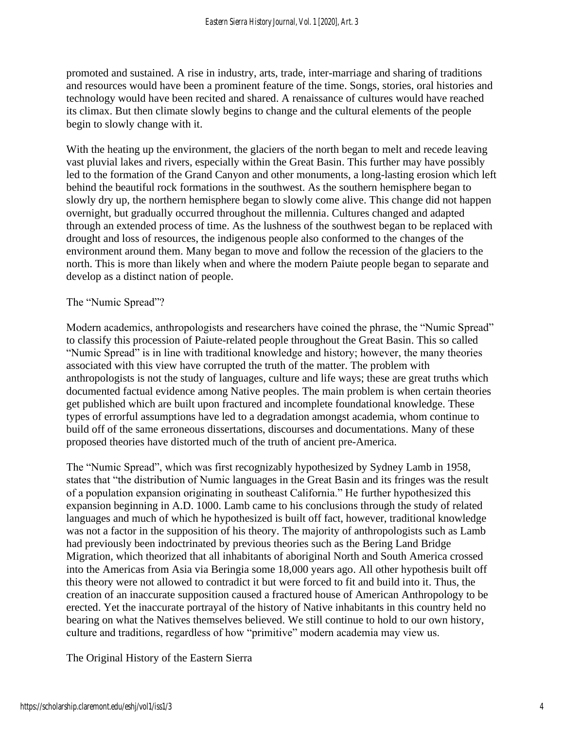promoted and sustained. A rise in industry, arts, trade, inter-marriage and sharing of traditions and resources would have been a prominent feature of the time. Songs, stories, oral histories and technology would have been recited and shared. A renaissance of cultures would have reached its climax. But then climate slowly begins to change and the cultural elements of the people begin to slowly change with it.

With the heating up the environment, the glaciers of the north began to melt and recede leaving vast pluvial lakes and rivers, especially within the Great Basin. This further may have possibly led to the formation of the Grand Canyon and other monuments, a long-lasting erosion which left behind the beautiful rock formations in the southwest. As the southern hemisphere began to slowly dry up, the northern hemisphere began to slowly come alive. This change did not happen overnight, but gradually occurred throughout the millennia. Cultures changed and adapted through an extended process of time. As the lushness of the southwest began to be replaced with drought and loss of resources, the indigenous people also conformed to the changes of the environment around them. Many began to move and follow the recession of the glaciers to the north. This is more than likely when and where the modern Paiute people began to separate and develop as a distinct nation of people.

## The "Numic Spread"?

Modern academics, anthropologists and researchers have coined the phrase, the "Numic Spread" to classify this procession of Paiute-related people throughout the Great Basin. This so called "Numic Spread" is in line with traditional knowledge and history; however, the many theories associated with this view have corrupted the truth of the matter. The problem with anthropologists is not the study of languages, culture and life ways; these are great truths which documented factual evidence among Native peoples. The main problem is when certain theories get published which are built upon fractured and incomplete foundational knowledge. These types of errorful assumptions have led to a degradation amongst academia, whom continue to build off of the same erroneous dissertations, discourses and documentations. Many of these proposed theories have distorted much of the truth of ancient pre-America.

The "Numic Spread", which was first recognizably hypothesized by Sydney Lamb in 1958, states that "the distribution of Numic languages in the Great Basin and its fringes was the result of a population expansion originating in southeast California." He further hypothesized this expansion beginning in A.D. 1000. Lamb came to his conclusions through the study of related languages and much of which he hypothesized is built off fact, however, traditional knowledge was not a factor in the supposition of his theory. The majority of anthropologists such as Lamb had previously been indoctrinated by previous theories such as the Bering Land Bridge Migration, which theorized that all inhabitants of aboriginal North and South America crossed into the Americas from Asia via Beringia some 18,000 years ago. All other hypothesis built off this theory were not allowed to contradict it but were forced to fit and build into it. Thus, the creation of an inaccurate supposition caused a fractured house of American Anthropology to be erected. Yet the inaccurate portrayal of the history of Native inhabitants in this country held no bearing on what the Natives themselves believed. We still continue to hold to our own history, culture and traditions, regardless of how "primitive" modern academia may view us.

## The Original History of the Eastern Sierra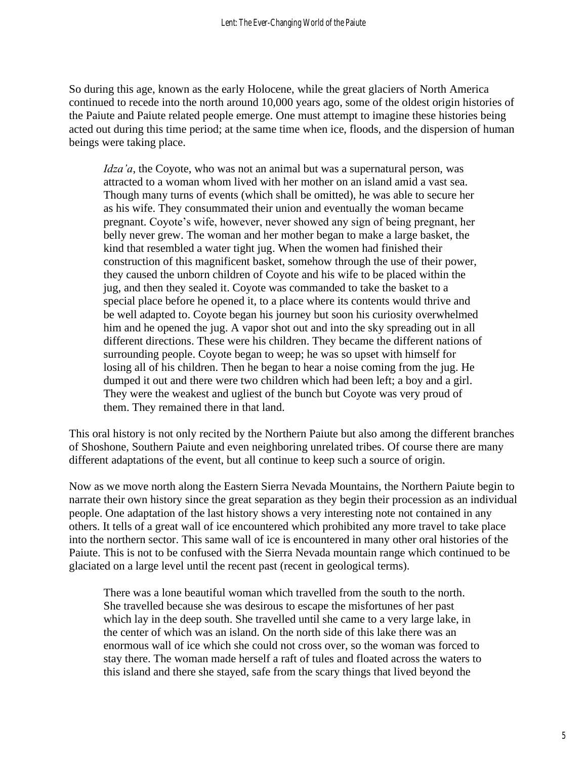So during this age, known as the early Holocene, while the great glaciers of North America continued to recede into the north around 10,000 years ago, some of the oldest origin histories of the Paiute and Paiute related people emerge. One must attempt to imagine these histories being acted out during this time period; at the same time when ice, floods, and the dispersion of human beings were taking place.

> *Idza'a*, the Coyote, who was not an animal but was a supernatural person, was attracted to a woman whom lived with her mother on an island amid a vast sea. Though many turns of events (which shall be omitted), he was able to secure her as his wife. They consummated their union and eventually the woman became pregnant. Coyote's wife, however, never showed any sign of being pregnant, her belly never grew. The woman and her mother began to make a large basket, the kind that resembled a water tight jug. When the women had finished their construction of this magnificent basket, somehow through the use of their power, they caused the unborn children of Coyote and his wife to be placed within the jug, and then they sealed it. Coyote was commanded to take the basket to a special place before he opened it, to a place where its contents would thrive and be well adapted to. Coyote began his journey but soon his curiosity overwhelmed him and he opened the jug. A vapor shot out and into the sky spreading out in all different directions. These were his children. They became the different nations of surrounding people. Coyote began to weep; he was so upset with himself for losing all of his children. Then he began to hear a noise coming from the jug. He dumped it out and there were two children which had been left; a boy and a girl. They were the weakest and ugliest of the bunch but Coyote was very proud of them. They remained there in that land.

This oral history is not only recited by the Northern Paiute but also among the different branches of Shoshone, Southern Paiute and even neighboring unrelated tribes. Of course there are many different adaptations of the event, but all continue to keep such a source of origin.

Now as we move north along the Eastern Sierra Nevada Mountains, the Northern Paiute begin to narrate their own history since the great separation as they begin their procession as an individual people. One adaptation of the last history shows a very interesting note not contained in any others. It tells of a great wall of ice encountered which prohibited any more travel to take place into the northern sector. This same wall of ice is encountered in many other oral histories of the Paiute. This is not to be confused with the Sierra Nevada mountain range which continued to be glaciated on a large level until the recent past (recent in geological terms).

> There was a lone beautiful woman which travelled from the south to the north. She travelled because she was desirous to escape the misfortunes of her past which lay in the deep south. She travelled until she came to a very large lake, in the center of which was an island. On the north side of this lake there was an enormous wall of ice which she could not cross over, so the woman was forced to stay there. The woman made herself a raft of tules and floated across the waters to this island and there she stayed, safe from the scary things that lived beyond the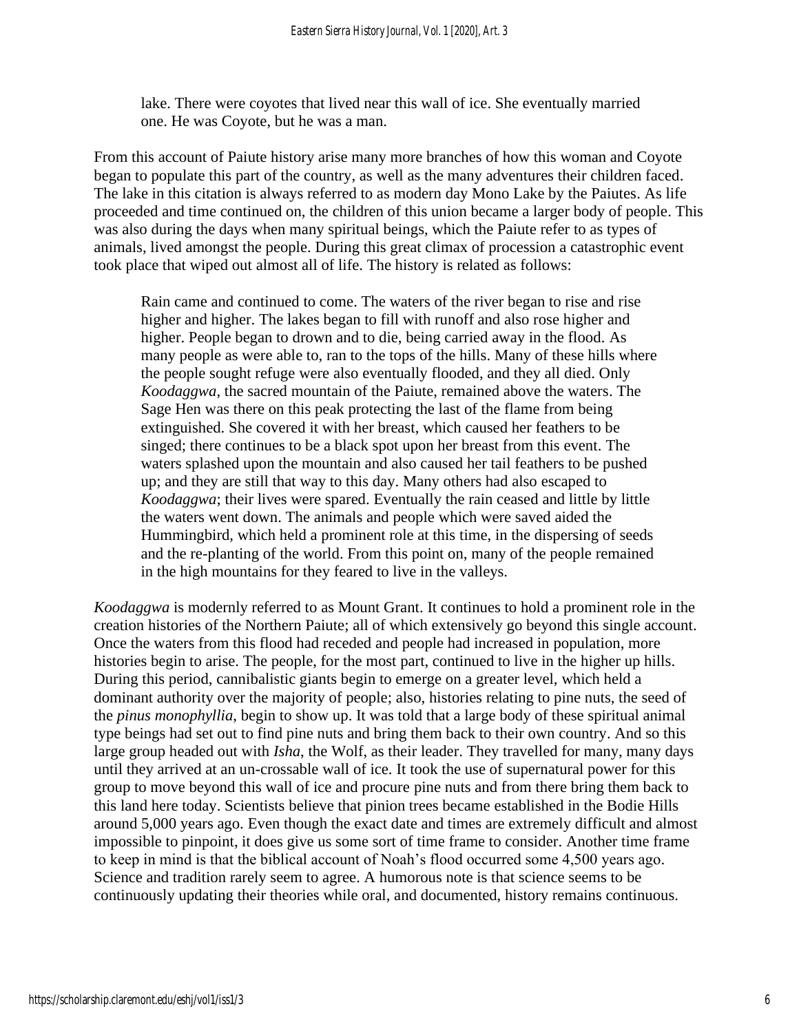> lake. There were coyotes that lived near this wall of ice. She eventually married one. He was Coyote, but he was a man.

From this account of Paiute history arise many more branches of how this woman and Coyote began to populate this part of the country, as well as the many adventures their children faced. The lake in this citation is always referred to as modern day Mono Lake by the Paiutes. As life proceeded and time continued on, the children of this union became a larger body of people. This was also during the days when many spiritual beings, which the Paiute refer to as types of animals, lived amongst the people. During this great climax of procession a catastrophic event took place that wiped out almost all of life. The history is related as follows:

> Rain came and continued to come. The waters of the river began to rise and rise higher and higher. The lakes began to fill with runoff and also rose higher and higher. People began to drown and to die, being carried away in the flood. As many people as were able to, ran to the tops of the hills. Many of these hills where the people sought refuge were also eventually flooded, and they all died. Only *Koodaggwa*, the sacred mountain of the Paiute, remained above the waters. The Sage Hen was there on this peak protecting the last of the flame from being extinguished. She covered it with her breast, which caused her feathers to be singed; there continues to be a black spot upon her breast from this event. The waters splashed upon the mountain and also caused her tail feathers to be pushed up; and they are still that way to this day. Many others had also escaped to *Koodaggwa*; their lives were spared. Eventually the rain ceased and little by little the waters went down. The animals and people which were saved aided the Hummingbird, which held a prominent role at this time, in the dispersing of seeds and the re-planting of the world. From this point on, many of the people remained in the high mountains for they feared to live in the valleys.

*Koodaggwa* is modernly referred to as Mount Grant. It continues to hold a prominent role in the creation histories of the Northern Paiute; all of which extensively go beyond this single account. Once the waters from this flood had receded and people had increased in population, more histories begin to arise. The people, for the most part, continued to live in the higher up hills. During this period, cannibalistic giants begin to emerge on a greater level, which held a dominant authority over the majority of people; also, histories relating to pine nuts, the seed of the *pinus monophyllia*, begin to show up. It was told that a large body of these spiritual animal type beings had set out to find pine nuts and bring them back to their own country. And so this large group headed out with *Isha*, the Wolf, as their leader. They travelled for many, many days until they arrived at an un-crossable wall of ice. It took the use of supernatural power for this group to move beyond this wall of ice and procure pine nuts and from there bring them back to this land here today. Scientists believe that pinion trees became established in the Bodie Hills around 5,000 years ago. Even though the exact date and times are extremely difficult and almost impossible to pinpoint, it does give us some sort of time frame to consider. Another time frame to keep in mind is that the biblical account of Noah's flood occurred some 4,500 years ago. Science and tradition rarely seem to agree. A humorous note is that science seems to be continuously updating their theories while oral, and documented, history remains continuous.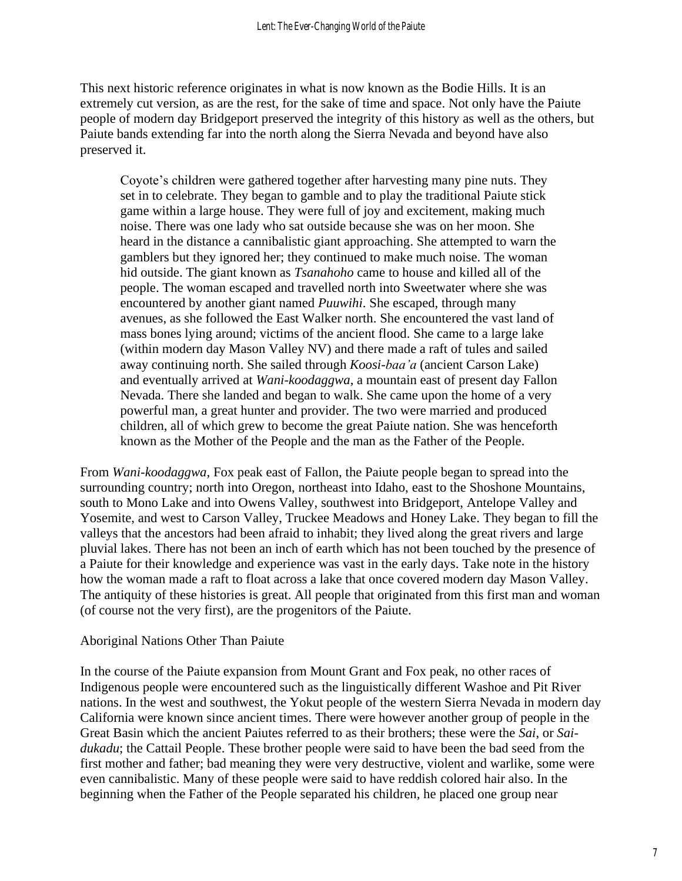This next historic reference originates in what is now known as the Bodie Hills. It is an extremely cut version, as are the rest, for the sake of time and space. Not only have the Paiute people of modern day Bridgeport preserved the integrity of this history as well as the others, but Paiute bands extending far into the north along the Sierra Nevada and beyond have also preserved it.

> Coyote's children were gathered together after harvesting many pine nuts. They set in to celebrate. They began to gamble and to play the traditional Paiute stick game within a large house. They were full of joy and excitement, making much noise. There was one lady who sat outside because she was on her moon. She heard in the distance a cannibalistic giant approaching. She attempted to warn the gamblers but they ignored her; they continued to make much noise. The woman hid outside. The giant known as *Tsanahoho* came to house and killed all of the people. The woman escaped and travelled north into Sweetwater where she was encountered by another giant named *Puuwihi*. She escaped, through many avenues, as she followed the East Walker north. She encountered the vast land of mass bones lying around; victims of the ancient flood. She came to a large lake (within modern day Mason Valley NV) and there made a raft of tules and sailed away continuing north. She sailed through *Koosi-baa'a* (ancient Carson Lake) and eventually arrived at *Wani-koodaggwa*, a mountain east of present day Fallon Nevada. There she landed and began to walk. She came upon the home of a very powerful man, a great hunter and provider. The two were married and produced children, all of which grew to become the great Paiute nation. She was henceforth known as the Mother of the People and the man as the Father of the People.

From *Wani-koodaggwa*, Fox peak east of Fallon, the Paiute people began to spread into the surrounding country; north into Oregon, northeast into Idaho, east to the Shoshone Mountains, south to Mono Lake and into Owens Valley, southwest into Bridgeport, Antelope Valley and Yosemite, and west to Carson Valley, Truckee Meadows and Honey Lake. They began to fill the valleys that the ancestors had been afraid to inhabit; they lived along the great rivers and large pluvial lakes. There has not been an inch of earth which has not been touched by the presence of a Paiute for their knowledge and experience was vast in the early days. Take note in the history how the woman made a raft to float across a lake that once covered modern day Mason Valley. The antiquity of these histories is great. All people that originated from this first man and woman (of course not the very first), are the progenitors of the Paiute.

Aboriginal Nations Other Than Paiute

In the course of the Paiute expansion from Mount Grant and Fox peak, no other races of Indigenous people were encountered such as the linguistically different Washoe and Pit River nations. In the west and southwest, the Yokut people of the western Sierra Nevada in modern day California were known since ancient times. There were however another group of people in the Great Basin which the ancient Paiutes referred to as their brothers; these were the *Sai*, or *Sai-dukadu*; the Cattail People. These brother people were said to have been the bad seed from the first mother and father; bad meaning they were very destructive, violent and warlike, some were even cannibalistic. Many of these people were said to have reddish colored hair also. In the beginning when the Father of the People separated his children, he placed one group near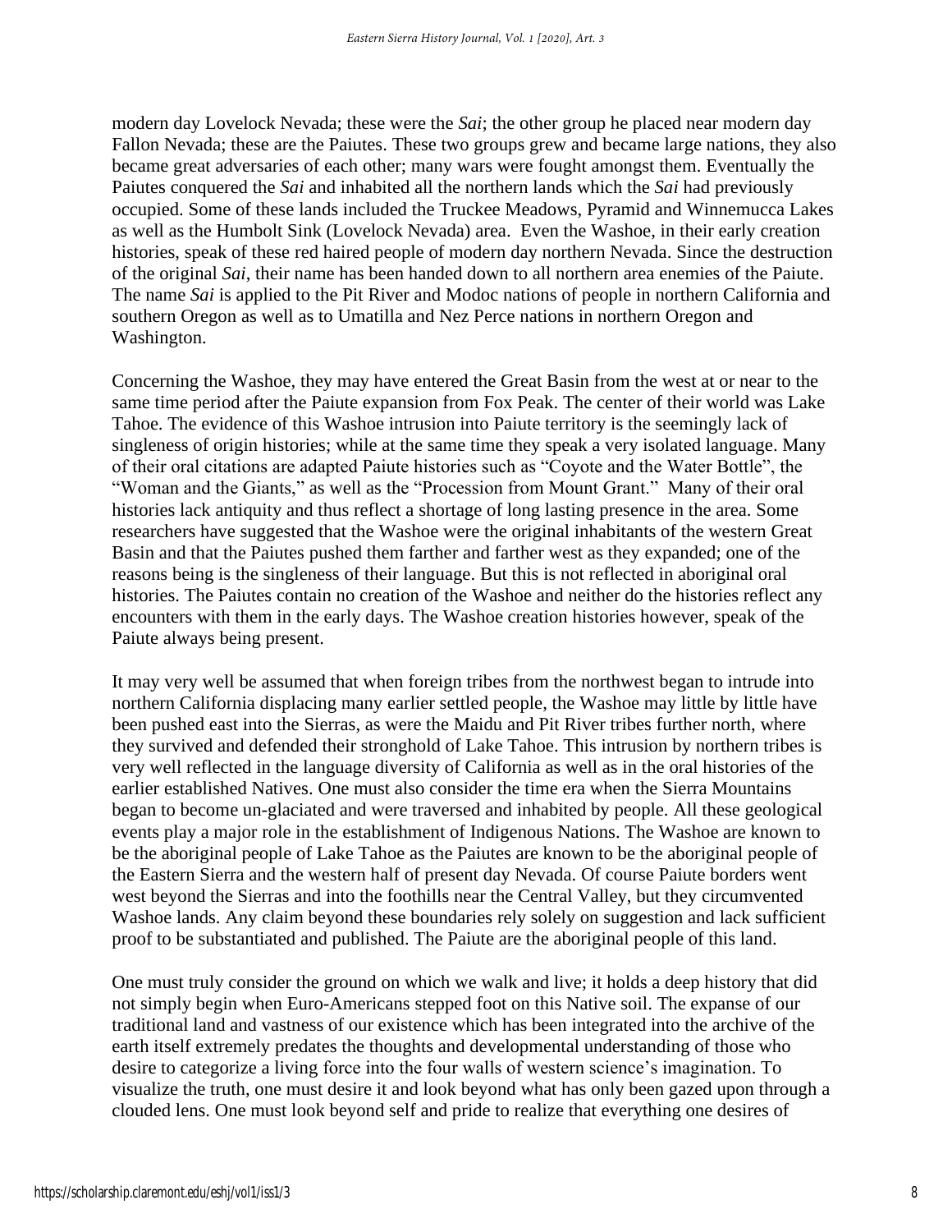modern day Lovelock Nevada; these were the *Sai*; the other group he placed near modern day Fallon Nevada; these are the Paiutes. These two groups grew and became large nations, they also became great adversaries of each other; many wars were fought amongst them. Eventually the Paiutes conquered the *Sai* and inhabited all the northern lands which the *Sai* had previously occupied. Some of these lands included the Truckee Meadows, Pyramid and Winnemucca Lakes as well as the Humbolt Sink (Lovelock Nevada) area. Even the Washoe, in their early creation histories, speak of these red haired people of modern day northern Nevada. Since the destruction of the original *Sai*, their name has been handed down to all northern area enemies of the Paiute. The name *Sai* is applied to the Pit River and Modoc nations of people in northern California and southern Oregon as well as to Umatilla and Nez Perce nations in northern Oregon and Washington.

Concerning the Washoe, they may have entered the Great Basin from the west at or near to the same time period after the Paiute expansion from Fox Peak. The center of their world was Lake Tahoe. The evidence of this Washoe intrusion into Paiute territory is the seemingly lack of singleness of origin histories; while at the same time they speak a very isolated language. Many of their oral citations are adapted Paiute histories such as "Coyote and the Water Bottle", the "Woman and the Giants," as well as the "Procession from Mount Grant." Many of their oral histories lack antiquity and thus reflect a shortage of long lasting presence in the area. Some researchers have suggested that the Washoe were the original inhabitants of the western Great Basin and that the Paiutes pushed them farther and farther west as they expanded; one of the reasons being is the singleness of their language. But this is not reflected in aboriginal oral histories. The Paiutes contain no creation of the Washoe and neither do the histories reflect any encounters with them in the early days. The Washoe creation histories however, speak of the Paiute always being present.

It may very well be assumed that when foreign tribes from the northwest began to intrude into northern California displacing many earlier settled people, the Washoe may little by little have been pushed east into the Sierras, as were the Maidu and Pit River tribes further north, where they survived and defended their stronghold of Lake Tahoe. This intrusion by northern tribes is very well reflected in the language diversity of California as well as in the oral histories of the earlier established Natives. One must also consider the time era when the Sierra Mountains began to become un-glaciated and were traversed and inhabited by people. All these geological events play a major role in the establishment of Indigenous Nations. The Washoe are known to be the aboriginal people of Lake Tahoe as the Paiutes are known to be the aboriginal people of the Eastern Sierra and the western half of present day Nevada. Of course Paiute borders went west beyond the Sierras and into the foothills near the Central Valley, but they circumvented Washoe lands. Any claim beyond these boundaries rely solely on suggestion and lack sufficient proof to be substantiated and published. The Paiute are the aboriginal people of this land.

One must truly consider the ground on which we walk and live; it holds a deep history that did not simply begin when Euro-Americans stepped foot on this Native soil. The expanse of our traditional land and vastness of our existence which has been integrated into the archive of the earth itself extremely predates the thoughts and developmental understanding of those who desire to categorize a living force into the four walls of western science's imagination. To visualize the truth, one must desire it and look beyond what has only been gazed upon through a clouded lens. One must look beyond self and pride to realize that everything one desires of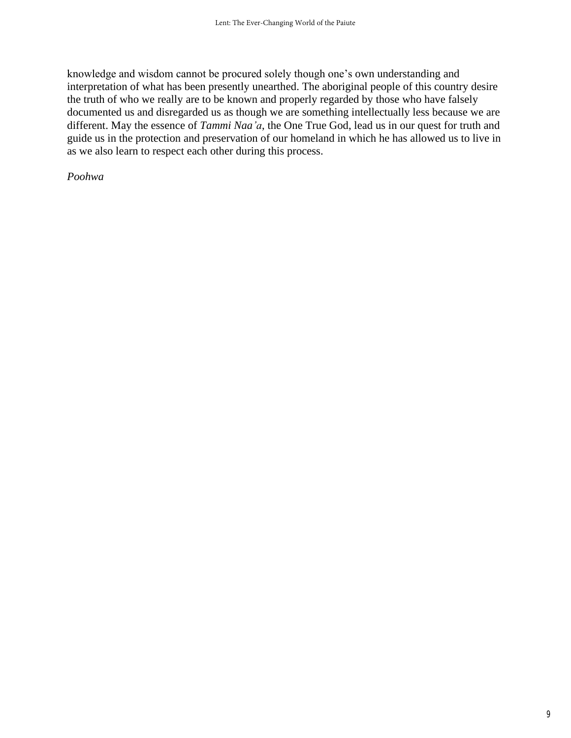knowledge and wisdom cannot be procured solely though one's own understanding and interpretation of what has been presently unearthed. The aboriginal people of this country desire the truth of who we really are to be known and properly regarded by those who have falsely documented us and disregarded us as though we are something intellectually less because we are different. May the essence of *Tammi Naa'a*, the One True God, lead us in our quest for truth and guide us in the protection and preservation of our homeland in which he has allowed us to live in as we also learn to respect each other during this process.

*Poohwa*